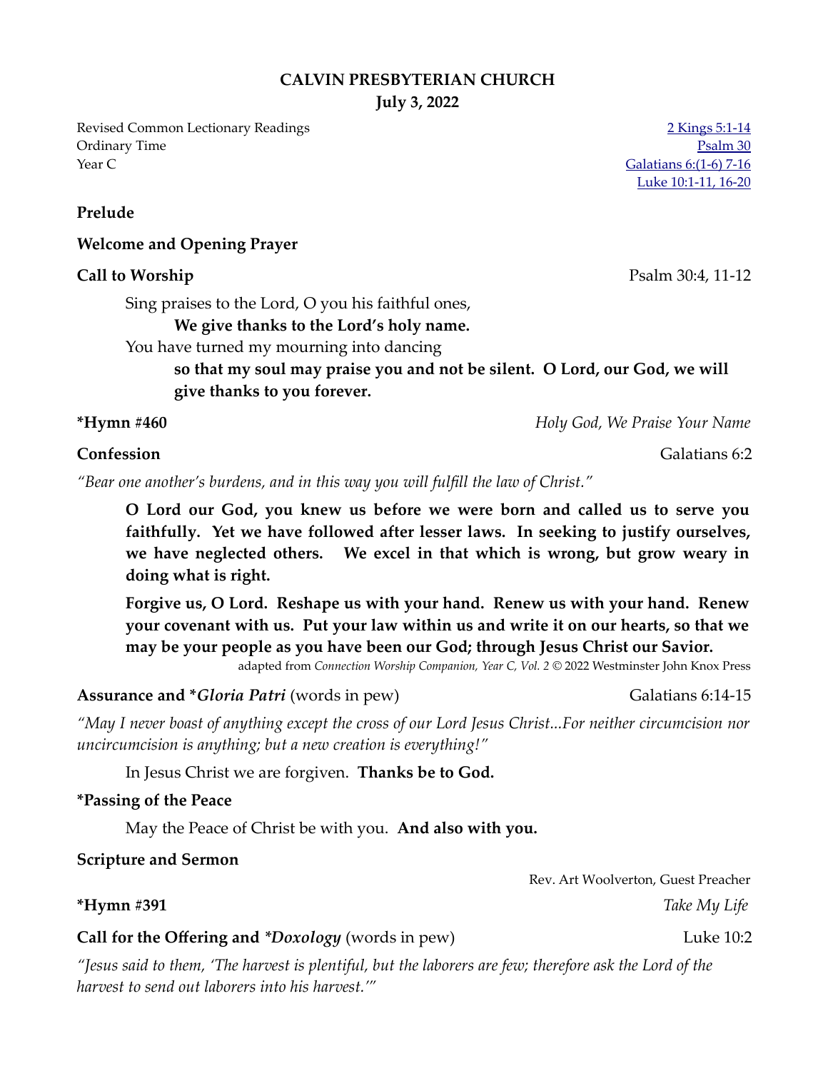# CALVIN PRESBYTERIAN CHURCH

**July 3, 2022**

Revised Common Lectionary Readings
Ordinary Time
Year C

2 Kings 5:1-14
Psalm 30
Galatians 6:(1-6) 7-16
Luke 10:1-11, 16-20

**Prelude**

**Welcome and Opening Prayer**

**Call to Worship** — Psalm 30:4, 11-12

Sing praises to the Lord, O you his faithful ones,
**We give thanks to the Lord's holy name.**
You have turned my mourning into dancing
**so that my soul may praise you and not be silent. O Lord, our God, we will give thanks to you forever.**

***Hymn #460** — *Holy God, We Praise Your Name*

**Confession** — Galatians 6:2

*"Bear one another's burdens, and in this way you will fulfill the law of Christ."*

**O Lord our God, you knew us before we were born and called us to serve you faithfully. Yet we have followed after lesser laws. In seeking to justify ourselves, we have neglected others. We excel in that which is wrong, but grow weary in doing what is right.**

**Forgive us, O Lord. Reshape us with your hand. Renew us with your hand. Renew your covenant with us. Put your law within us and write it on our hearts, so that we may be your people as you have been our God; through Jesus Christ our Savior.**

adapted from *Connection Worship Companion, Year C, Vol. 2* © 2022 Westminster John Knox Press

**Assurance and *_Gloria Patri_** (words in pew) — Galatians 6:14-15

*"May I never boast of anything except the cross of our Lord Jesus Christ...For neither circumcision nor uncircumcision is anything; but a new creation is everything!"*

In Jesus Christ we are forgiven. **Thanks be to God.**

***Passing of the Peace**

May the Peace of Christ be with you. **And also with you.**

**Scripture and Sermon**

Rev. Art Woolverton, Guest Preacher

***Hymn #391** — *Take My Life*

**Call for the Offering and *_*Doxology_*** (words in pew) — Luke 10:2

*"Jesus said to them, 'The harvest is plentiful, but the laborers are few; therefore ask the Lord of the harvest to send out laborers into his harvest.'"*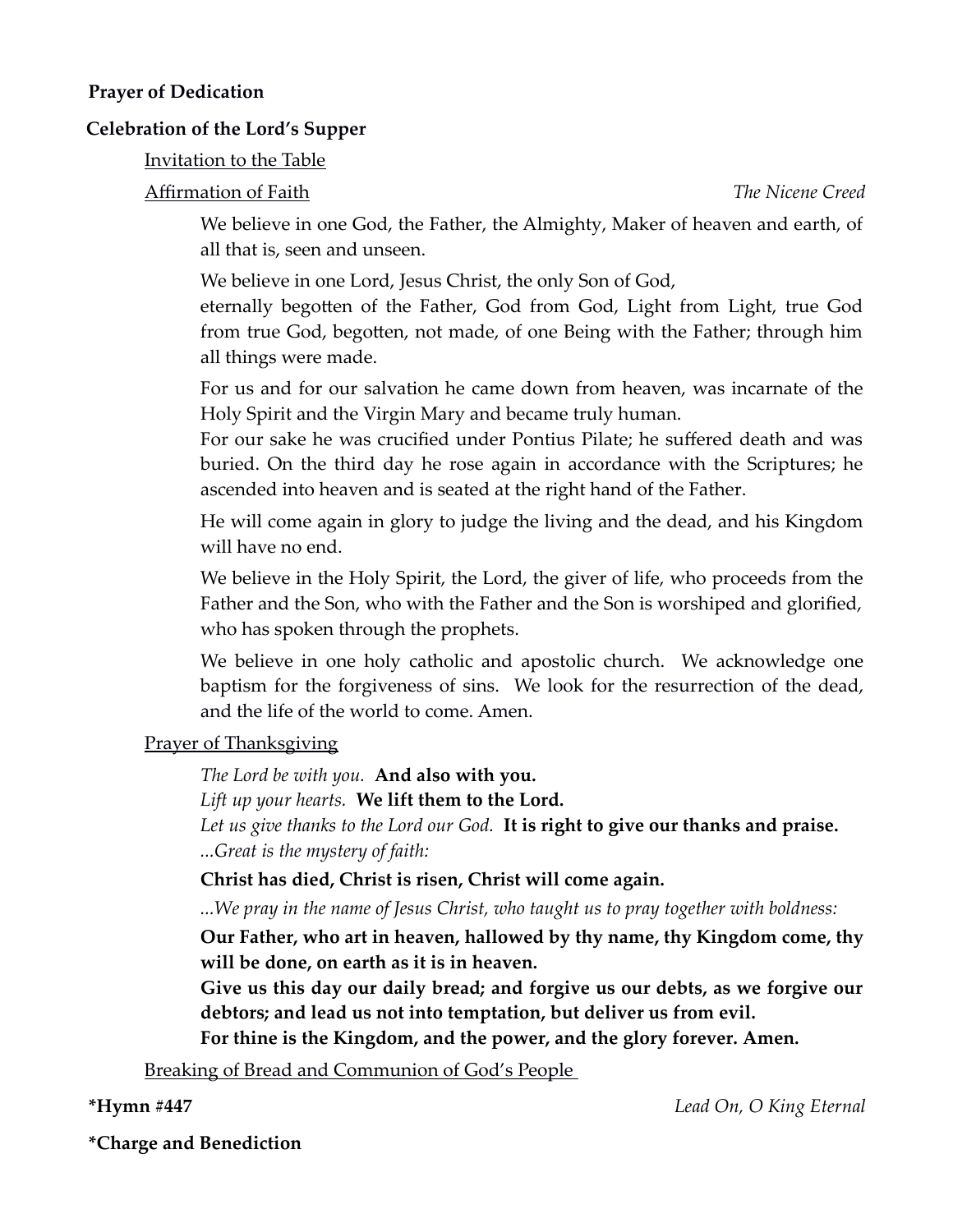**Prayer of Dedication**

**Celebration of the Lord's Supper**

Invitation to the Table

Affirmation of Faith *The Nicene Creed*

We believe in one God, the Father, the Almighty, Maker of heaven and earth, of all that is, seen and unseen.

We believe in one Lord, Jesus Christ, the only Son of God,
eternally begotten of the Father, God from God, Light from Light, true God from true God, begotten, not made, of one Being with the Father; through him all things were made.

For us and for our salvation he came down from heaven, was incarnate of the Holy Spirit and the Virgin Mary and became truly human.
For our sake he was crucified under Pontius Pilate; he suffered death and was buried. On the third day he rose again in accordance with the Scriptures; he ascended into heaven and is seated at the right hand of the Father.

He will come again in glory to judge the living and the dead, and his Kingdom will have no end.

We believe in the Holy Spirit, the Lord, the giver of life, who proceeds from the Father and the Son, who with the Father and the Son is worshiped and glorified, who has spoken through the prophets.

We believe in one holy catholic and apostolic church. We acknowledge one baptism for the forgiveness of sins. We look for the resurrection of the dead, and the life of the world to come. Amen.

Prayer of Thanksgiving

*The Lord be with you.* **And also with you.**
*Lift up your hearts.* **We lift them to the Lord.**
*Let us give thanks to the Lord our God.* **It is right to give our thanks and praise.**
*...Great is the mystery of faith:*

**Christ has died, Christ is risen, Christ will come again.**

*...We pray in the name of Jesus Christ, who taught us to pray together with boldness:*

**Our Father, who art in heaven, hallowed by thy name, thy Kingdom come, thy will be done, on earth as it is in heaven.**
**Give us this day our daily bread; and forgive us our debts, as we forgive our debtors; and lead us not into temptation, but deliver us from evil.**
**For thine is the Kingdom, and the power, and the glory forever. Amen.**

Breaking of Bread and Communion of God's People

**\*Hymn #447** *Lead On, O King Eternal*

**\*Charge and Benediction**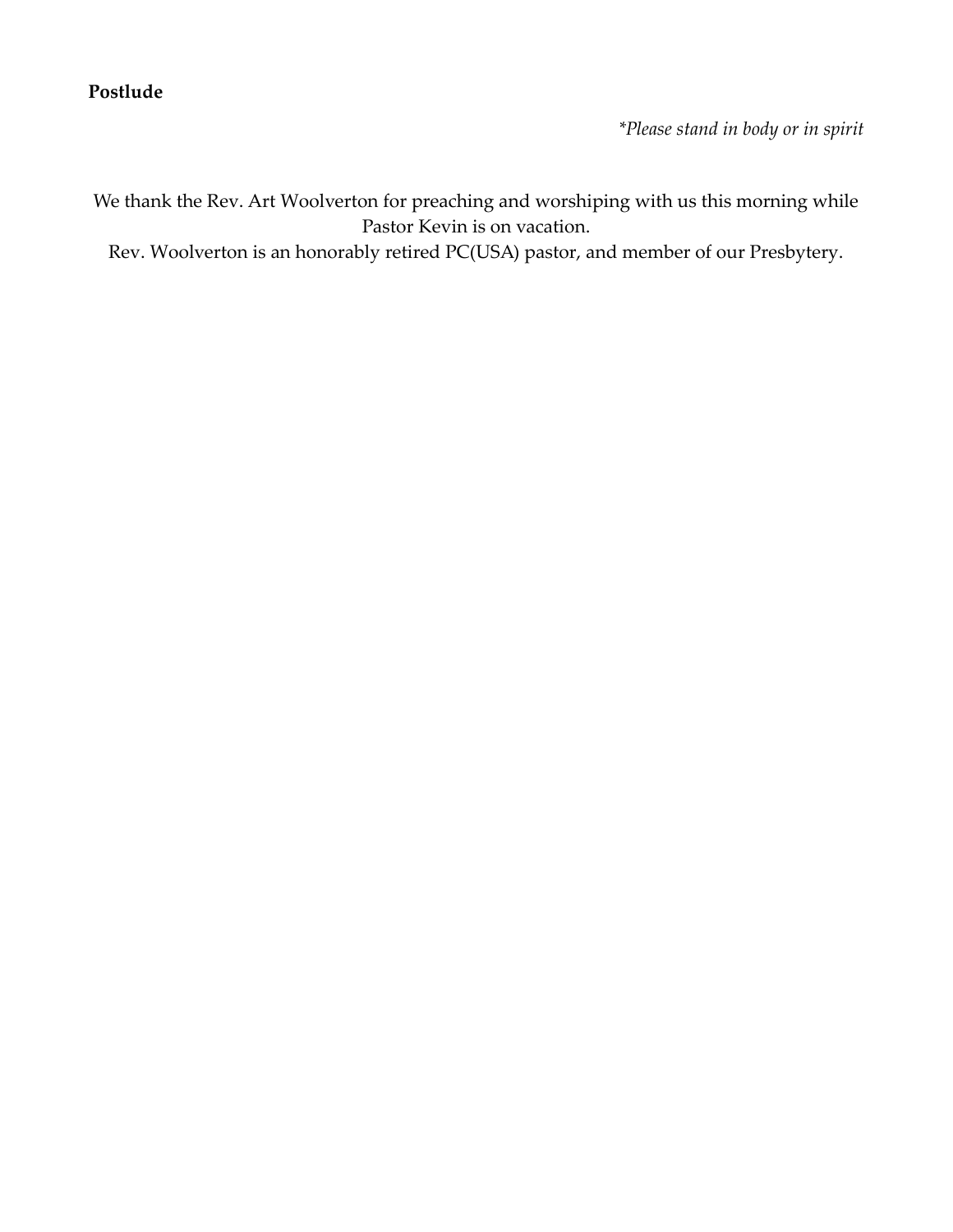**Postlude**

*\*Please stand in body or in spirit*

We thank the Rev. Art Woolverton for preaching and worshiping with us this morning while Pastor Kevin is on vacation.

Rev. Woolverton is an honorably retired PC(USA) pastor, and member of our Presbytery.